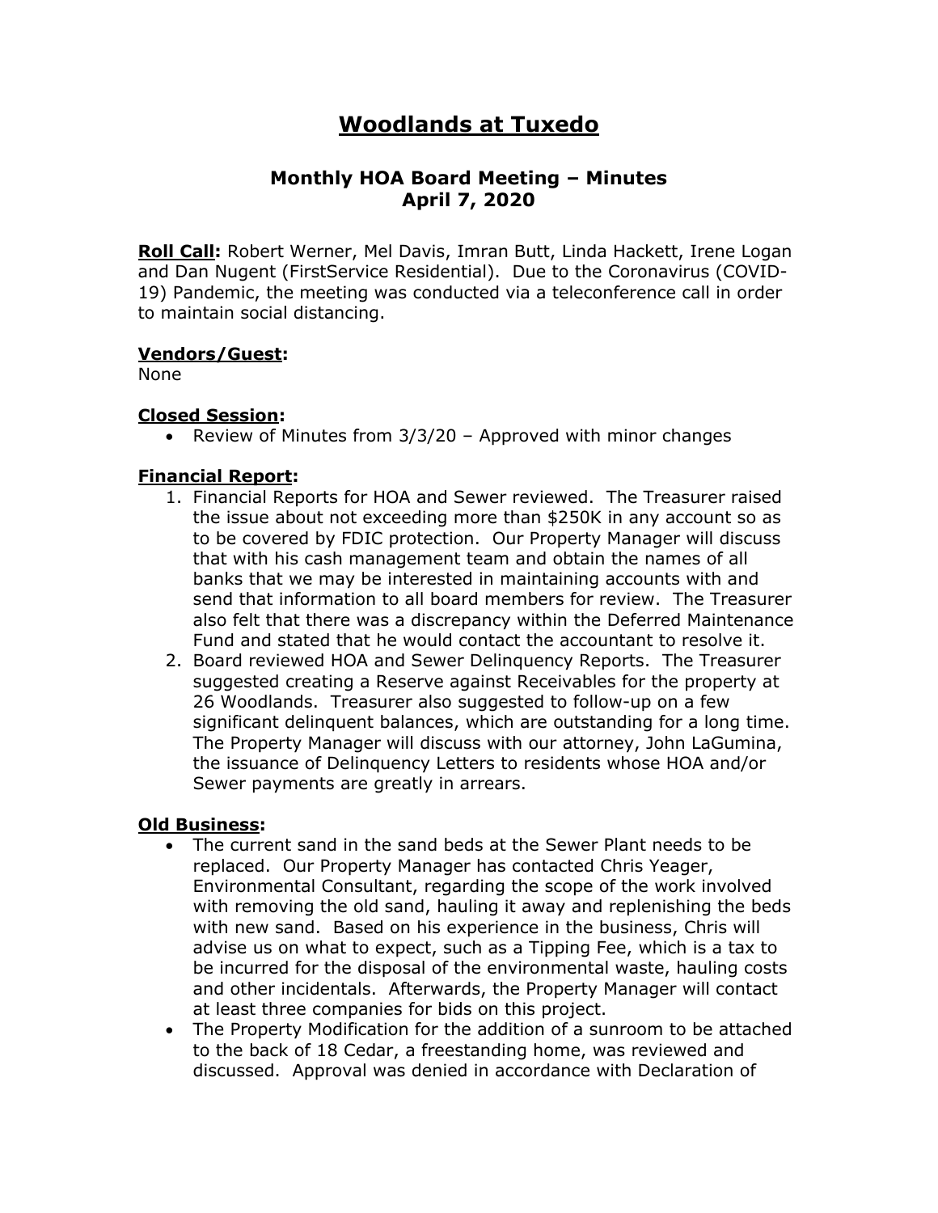# Woodlands at Tuxedo

## Monthly HOA Board Meeting – Minutes
## April 7, 2020

**Roll Call:** Robert Werner, Mel Davis, Imran Butt, Linda Hackett, Irene Logan and Dan Nugent (FirstService Residential). Due to the Coronavirus (COVID-19) Pandemic, the meeting was conducted via a teleconference call in order to maintain social distancing.

**Vendors/Guest:**
None

**Closed Session:**

- Review of Minutes from 3/3/20 – Approved with minor changes

**Financial Report:**

1. Financial Reports for HOA and Sewer reviewed. The Treasurer raised the issue about not exceeding more than $250K in any account so as to be covered by FDIC protection. Our Property Manager will discuss that with his cash management team and obtain the names of all banks that we may be interested in maintaining accounts with and send that information to all board members for review. The Treasurer also felt that there was a discrepancy within the Deferred Maintenance Fund and stated that he would contact the accountant to resolve it.
2. Board reviewed HOA and Sewer Delinquency Reports. The Treasurer suggested creating a Reserve against Receivables for the property at 26 Woodlands. Treasurer also suggested to follow-up on a few significant delinquent balances, which are outstanding for a long time. The Property Manager will discuss with our attorney, John LaGumina, the issuance of Delinquency Letters to residents whose HOA and/or Sewer payments are greatly in arrears.

**Old Business:**

- The current sand in the sand beds at the Sewer Plant needs to be replaced. Our Property Manager has contacted Chris Yeager, Environmental Consultant, regarding the scope of the work involved with removing the old sand, hauling it away and replenishing the beds with new sand. Based on his experience in the business, Chris will advise us on what to expect, such as a Tipping Fee, which is a tax to be incurred for the disposal of the environmental waste, hauling costs and other incidentals. Afterwards, the Property Manager will contact at least three companies for bids on this project.
- The Property Modification for the addition of a sunroom to be attached to the back of 18 Cedar, a freestanding home, was reviewed and discussed. Approval was denied in accordance with Declaration of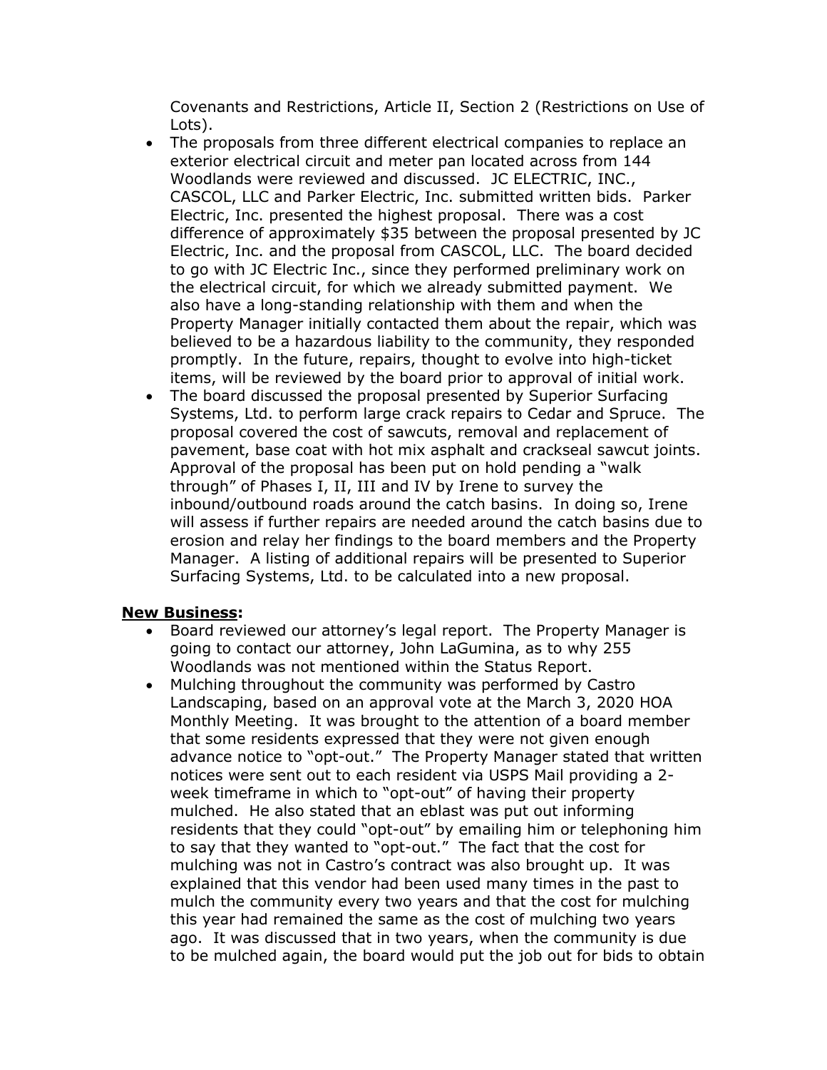Covenants and Restrictions, Article II, Section 2 (Restrictions on Use of Lots).

- The proposals from three different electrical companies to replace an exterior electrical circuit and meter pan located across from 144 Woodlands were reviewed and discussed. JC ELECTRIC, INC., CASCOL, LLC and Parker Electric, Inc. submitted written bids. Parker Electric, Inc. presented the highest proposal. There was a cost difference of approximately $35 between the proposal presented by JC Electric, Inc. and the proposal from CASCOL, LLC. The board decided to go with JC Electric Inc., since they performed preliminary work on the electrical circuit, for which we already submitted payment. We also have a long-standing relationship with them and when the Property Manager initially contacted them about the repair, which was believed to be a hazardous liability to the community, they responded promptly. In the future, repairs, thought to evolve into high-ticket items, will be reviewed by the board prior to approval of initial work.
- The board discussed the proposal presented by Superior Surfacing Systems, Ltd. to perform large crack repairs to Cedar and Spruce. The proposal covered the cost of sawcuts, removal and replacement of pavement, base coat with hot mix asphalt and crackseal sawcut joints. Approval of the proposal has been put on hold pending a "walk through" of Phases I, II, III and IV by Irene to survey the inbound/outbound roads around the catch basins. In doing so, Irene will assess if further repairs are needed around the catch basins due to erosion and relay her findings to the board members and the Property Manager. A listing of additional repairs will be presented to Superior Surfacing Systems, Ltd. to be calculated into a new proposal.

## New Business:

- Board reviewed our attorney's legal report. The Property Manager is going to contact our attorney, John LaGumina, as to why 255 Woodlands was not mentioned within the Status Report.
- Mulching throughout the community was performed by Castro Landscaping, based on an approval vote at the March 3, 2020 HOA Monthly Meeting. It was brought to the attention of a board member that some residents expressed that they were not given enough advance notice to "opt-out." The Property Manager stated that written notices were sent out to each resident via USPS Mail providing a 2-week timeframe in which to "opt-out" of having their property mulched. He also stated that an eblast was put out informing residents that they could "opt-out" by emailing him or telephoning him to say that they wanted to "opt-out." The fact that the cost for mulching was not in Castro's contract was also brought up. It was explained that this vendor had been used many in the past to mulch the community every two years and that the cost for mulching this year had remained the same as the cost of mulching two years ago. It was discussed that in two years, when the community is due to be mulched again, the board would put the job out for bids to obtain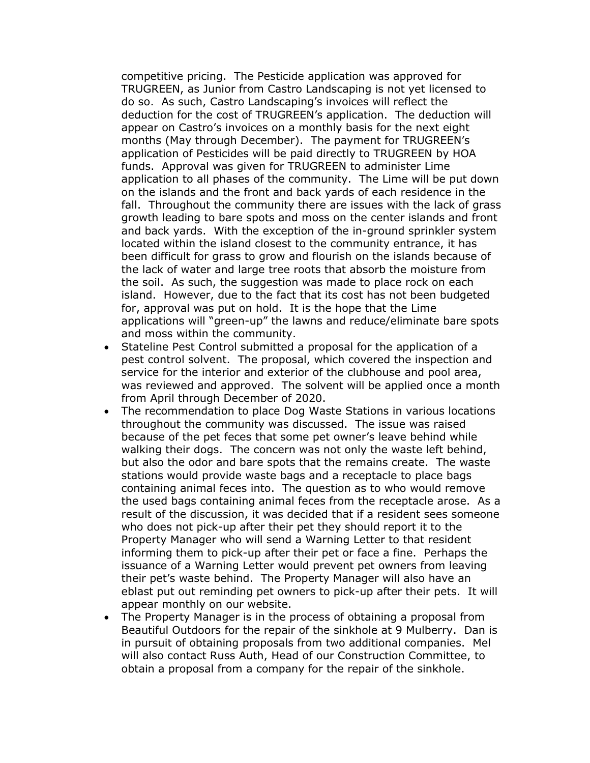competitive pricing. The Pesticide application was approved for TRUGREEN, as Junior from Castro Landscaping is not yet licensed to do so. As such, Castro Landscaping's invoices will reflect the deduction for the cost of TRUGREEN's application. The deduction will appear on Castro's invoices on a monthly basis for the next eight months (May through December). The payment for TRUGREEN's application of Pesticides will be paid directly to TRUGREEN by HOA funds. Approval was given for TRUGREEN to administer Lime application to all phases of the community. The Lime will be put down on the islands and the front and back yards of each residence in the fall. Throughout the community there are issues with the lack of grass growth leading to bare spots and moss on the center islands and front and back yards. With the exception of the in-ground sprinkler system located within the island closest to the community entrance, it has been difficult for grass to grow and flourish on the islands because of the lack of water and large tree roots that absorb the moisture from the soil. As such, the suggestion was made to place rock on each island. However, due to the fact that its cost has not been budgeted for, approval was put on hold. It is the hope that the Lime applications will "green-up" the lawns and reduce/eliminate bare spots and moss within the community.

- Stateline Pest Control submitted a proposal for the application of a pest control solvent. The proposal, which covered the inspection and service for the interior and exterior of the clubhouse and pool area, was reviewed and approved. The solvent will be applied once a month from April through December of 2020.
- The recommendation to place Dog Waste Stations in various locations throughout the community was discussed. The issue was raised because of the pet feces that some pet owner's leave behind while walking their dogs. The concern was not only the waste left behind, but also the odor and bare spots that the remains create. The waste stations would provide waste bags and a receptacle to place bags containing animal feces into. The question as to who would remove the used bags containing animal feces from the receptacle arose. As a result of the discussion, it was decided that if a resident sees someone who does not pick-up after their pet they should report it to the Property Manager who will send a Warning Letter to that resident informing them to pick-up after their pet or face a fine. Perhaps the issuance of a Warning Letter would prevent pet owners from leaving their pet's waste behind. The Property Manager will also have an eblast put out reminding pet owners to pick-up after their pets. It will appear monthly on our website.
- The Property Manager is in the process of obtaining a proposal from Beautiful Outdoors for the repair of the sinkhole at 9 Mulberry. Dan is in pursuit of obtaining proposals from two additional companies. Mel will also contact Russ Auth, Head of our Construction Committee, to obtain a proposal from a company for the repair of the sinkhole.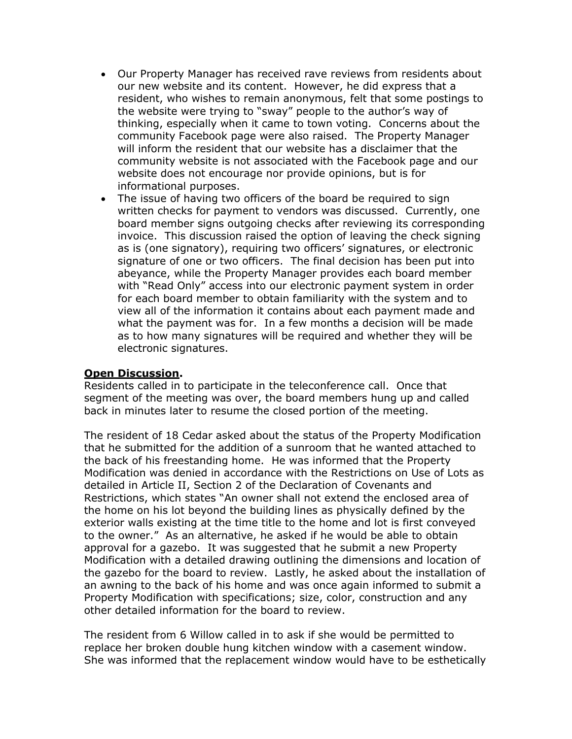- Our Property Manager has received rave reviews from residents about our new website and its content. However, he did express that a resident, who wishes to remain anonymous, felt that some postings to the website were trying to "sway" people to the author's way of thinking, especially when it came to town voting. Concerns about the community Facebook page were also raised. The Property Manager will inform the resident that our website has a disclaimer that the community website is not associated with the Facebook page and our website does not encourage nor provide opinions, but is for informational purposes.
- The issue of having two officers of the board be required to sign written checks for payment to vendors was discussed. Currently, one board member signs outgoing checks after reviewing its corresponding invoice. This discussion raised the option of leaving the check signing as is (one signatory), requiring two officers' signatures, or electronic signature of one or two officers. The final decision has been put into abeyance, while the Property Manager provides each board member with "Read Only" access into our electronic payment system in order for each board member to obtain familiarity with the system and to view all of the information it contains about each payment made and what the payment was for. In a few months a decision will be made as to how many signatures will be required and whether they will be electronic signatures.

**<u>Open Discussion</u>.**
Residents called in to participate in the teleconference call. Once that segment of the meeting was over, the board members hung up and called back in minutes later to resume the closed portion of the meeting.

The resident of 18 Cedar asked about the status of the Property Modification that he submitted for the addition of a sunroom that he wanted attached to the back of his freestanding home. He was informed that the Property Modification was denied in accordance with the Restrictions on Use of Lots as detailed in Article II, Section 2 of the Declaration of Covenants and Restrictions, which states "An owner shall not extend the enclosed area of the home on his lot beyond the building lines as physically defined by the exterior walls existing at the time title to the home and lot is first conveyed to the owner." As an alternative, he asked if he would be able to obtain approval for a gazebo. It was suggested that he submit a new Property Modification with a detailed drawing outlining the dimensions and location of the gazebo for the board to review. Lastly, he asked about the installation of an awning to the back of his home and was once again informed to submit a Property Modification with specifications; size, color, construction and any other detailed information for the board to review.

The resident from 6 Willow called in to ask if she would be permitted to replace her broken double hung kitchen window with a casement window. She was informed that the replacement window would have to be esthetically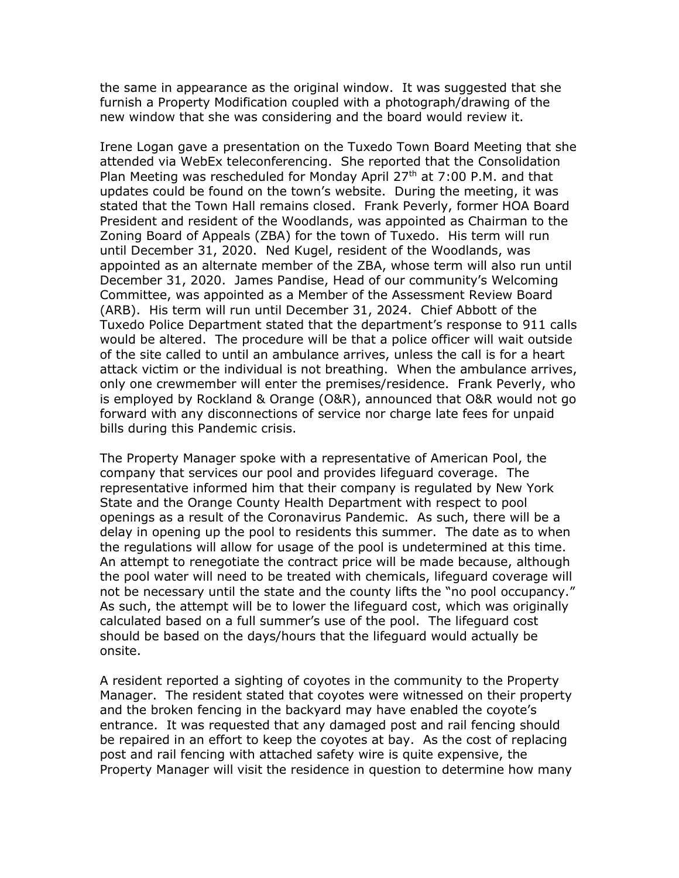the same in appearance as the original window. It was suggested that she furnish a Property Modification coupled with a photograph/drawing of the new window that she was considering and the board would review it.

Irene Logan gave a presentation on the Tuxedo Town Board Meeting that she attended via WebEx teleconferencing. She reported that the Consolidation Plan Meeting was rescheduled for Monday April 27th at 7:00 P.M. and that updates could be found on the town's website. During the meeting, it was stated that the Town Hall remains closed. Frank Peverly, former HOA Board President and resident of the Woodlands, was appointed as Chairman to the Zoning Board of Appeals (ZBA) for the town of Tuxedo. His term will run until December 31, 2020. Ned Kugel, resident of the Woodlands, was appointed as an alternate member of the ZBA, whose term will also run until December 31, 2020. James Pandise, Head of our community's Welcoming Committee, was appointed as a Member of the Assessment Review Board (ARB). His term will run until December 31, 2024. Chief Abbott of the Tuxedo Police Department stated that the department's response to 911 calls would be altered. The procedure will be that a police officer will wait outside of the site called to until an ambulance arrives, unless the call is for a heart attack victim or the individual is not breathing. When the ambulance arrives, only one crewmember will enter the premises/residence. Frank Peverly, who is employed by Rockland & Orange (O&R), announced that O&R would not go forward with any disconnections of service nor charge late fees for unpaid bills during this Pandemic crisis.

The Property Manager spoke with a representative of American Pool, the company that services our pool and provides lifeguard coverage. The representative informed him that their company is regulated by New York State and the Orange County Health Department with respect to pool openings as a result of the Coronavirus Pandemic. As such, there will be a delay in opening up the pool to residents this summer. The date as to when the regulations will allow for usage of the pool is undetermined at this time. An attempt to renegotiate the contract price will be made because, although the pool water will need to be treated with chemicals, lifeguard coverage will not be necessary until the state and the county lifts the "no pool occupancy." As such, the attempt will be to lower the lifeguard cost, which was originally calculated based on a full summer's use of the pool. The lifeguard cost should be based on the days/hours that the lifeguard would actually be onsite.

A resident reported a sighting of coyotes in the community to the Property Manager. The resident stated that coyotes were witnessed on their property and the broken fencing in the backyard may have enabled the coyote's entrance. It was requested that any damaged post and rail fencing should be repaired in an effort to keep the coyotes at bay. As the cost of replacing post and rail fencing with attached safety wire is quite expensive, the Property Manager will visit the residence in question to determine how many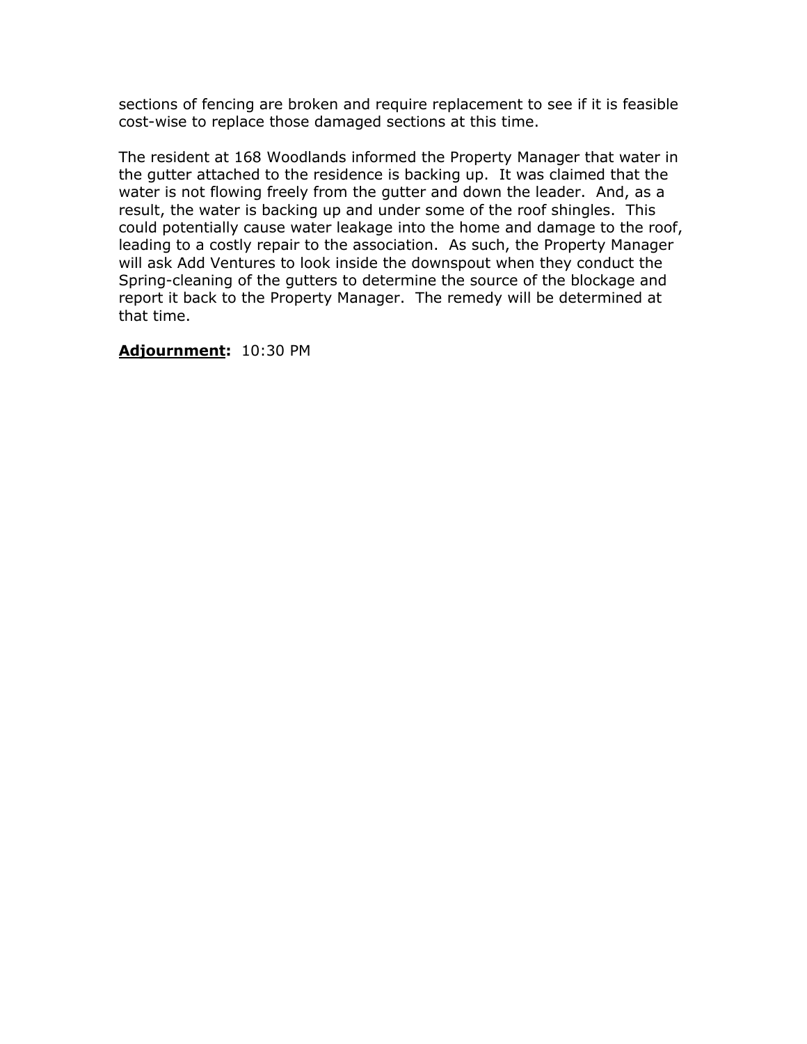sections of fencing are broken and require replacement to see if it is feasible cost-wise to replace those damaged sections at this time.

The resident at 168 Woodlands informed the Property Manager that water in the gutter attached to the residence is backing up. It was claimed that the water is not flowing freely from the gutter and down the leader. And, as a result, the water is backing up and under some of the roof shingles. This could potentially cause water leakage into the home and damage to the roof, leading to a costly repair to the association. As such, the Property Manager will ask Add Ventures to look inside the downspout when they conduct the Spring-cleaning of the gutters to determine the source of the blockage and report it back to the Property Manager. The remedy will be determined at that time.

**Adjournment:** 10:30 PM